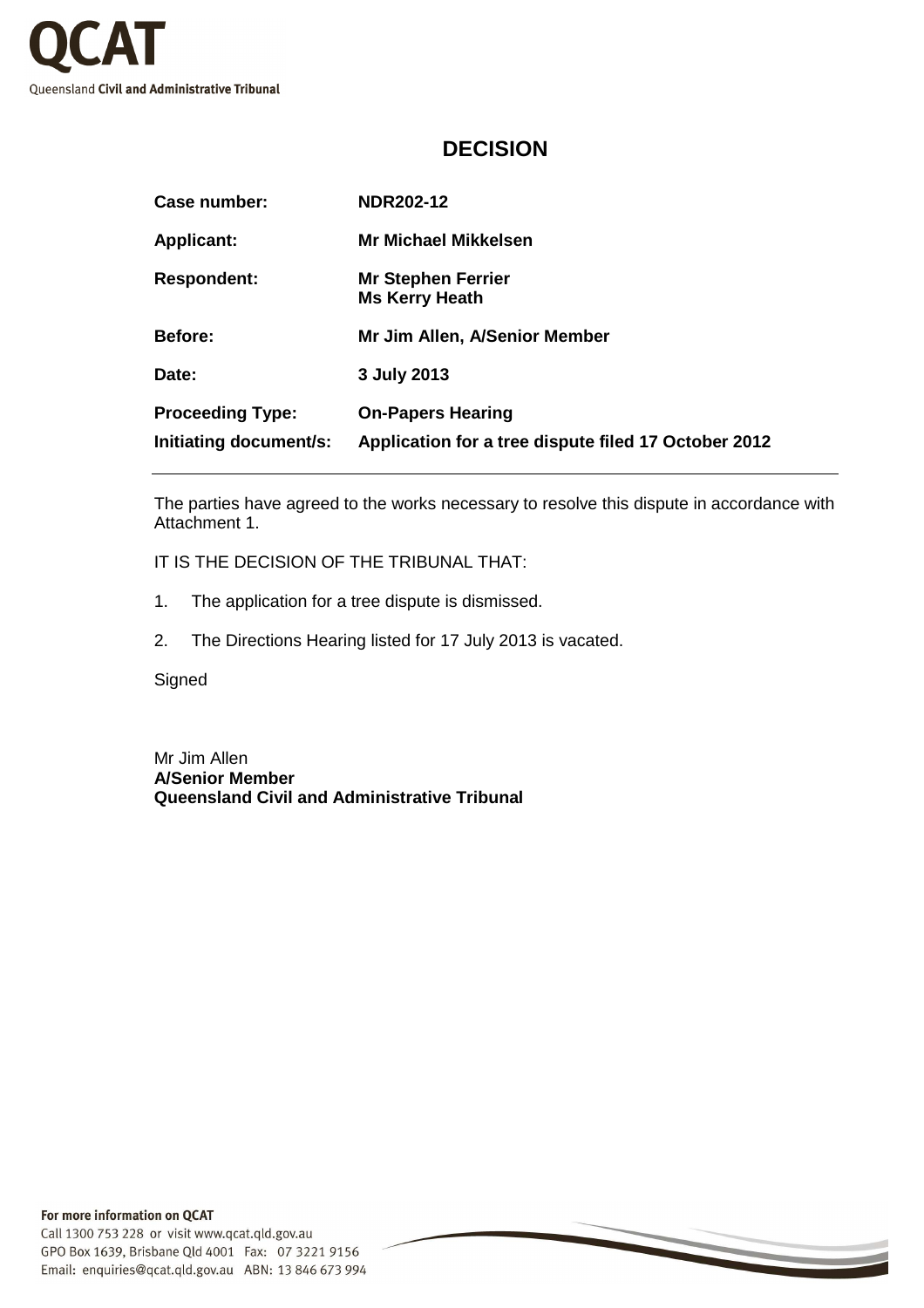QCAT

Queensland **Civil and Administrative Tribunal**

# DECISION

| | |
|---|---|
| **Case number:** | **NDR202-12** |
| **Applicant:** | **Mr Michael Mikkelsen** |
| **Respondent:** | **Mr Stephen Ferrier**<br>**Ms Kerry Heath** |
| **Before:** | **Mr Jim Allen, A/Senior Member** |
| **Date:** | **3 July 2013** |
| **Proceeding Type:** | **On-Papers Hearing** |
| **Initiating document/s:** | **Application for a tree dispute filed 17 October 2012** |

---

The parties have agreed to the works necessary to resolve this dispute in accordance with Attachment 1.

IT IS THE DECISION OF THE TRIBUNAL THAT:

1. The application for a tree dispute is dismissed.

2. The Directions Hearing listed for 17 July 2013 is vacated.

Signed

Mr Jim Allen
**A/Senior Member**
**Queensland Civil and Administrative Tribunal**

**For more information on QCAT**
Call 1300 753 228 or visit www.qcat.qld.gov.au
GPO Box 1639, Brisbane Qld 4001 Fax: 07 3221 9156
Email: enquiries@qcat.qld.gov.au ABN: 13 846 673 994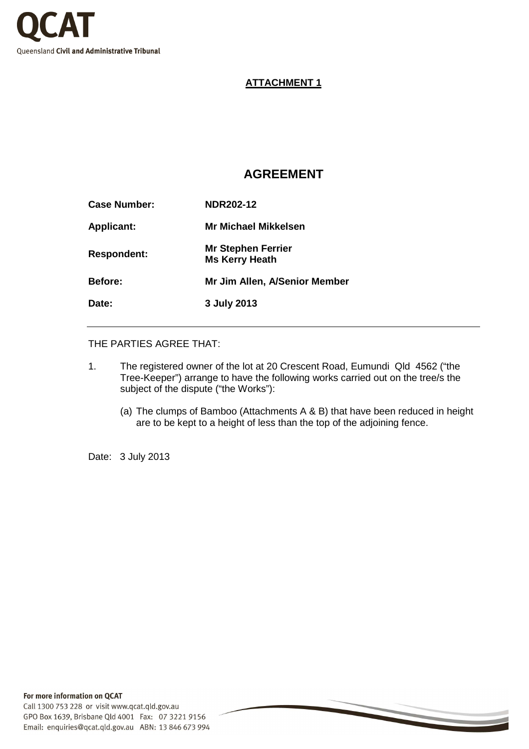**ATTACHMENT 1**

# AGREEMENT

| | |
|---|---|
| **Case Number:** | **NDR202-12** |
| **Applicant:** | **Mr Michael Mikkelsen** |
| **Respondent:** | **Mr Stephen Ferrier**<br>**Ms Kerry Heath** |
| **Before:** | **Mr Jim Allen, A/Senior Member** |
| **Date:** | **3 July 2013** |

---

THE PARTIES AGREE THAT:

1. The registered owner of the lot at 20 Crescent Road, Eumundi Qld 4562 ("the Tree-Keeper") arrange to have the following works carried out on the tree/s the subject of the dispute ("the Works"):

   (a) The clumps of Bamboo (Attachments A & B) that have been reduced in height are to be kept to a height of less than the top of the adjoining fence.

Date: 3 July 2013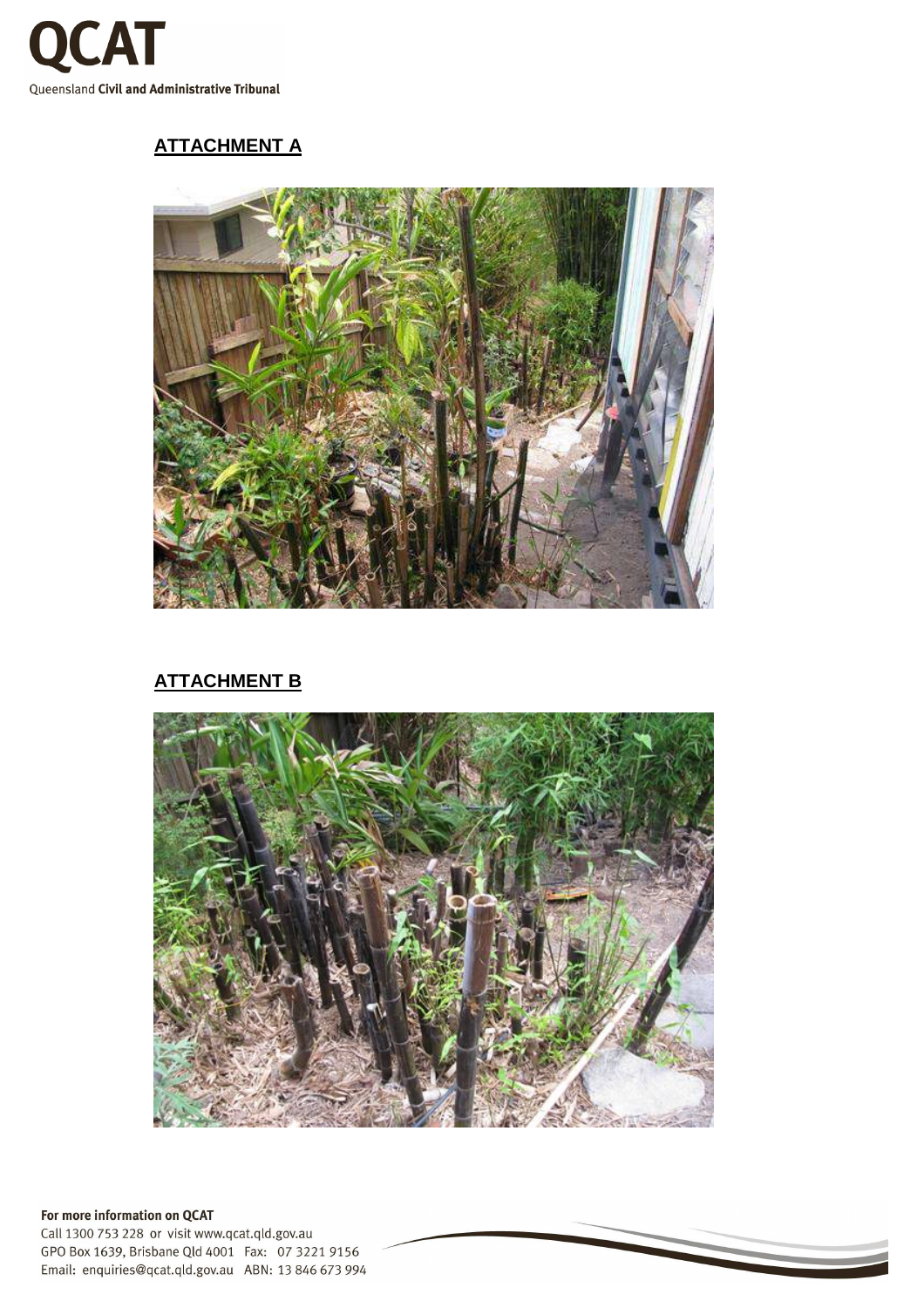## ATTACHMENT A

## ATTACHMENT B